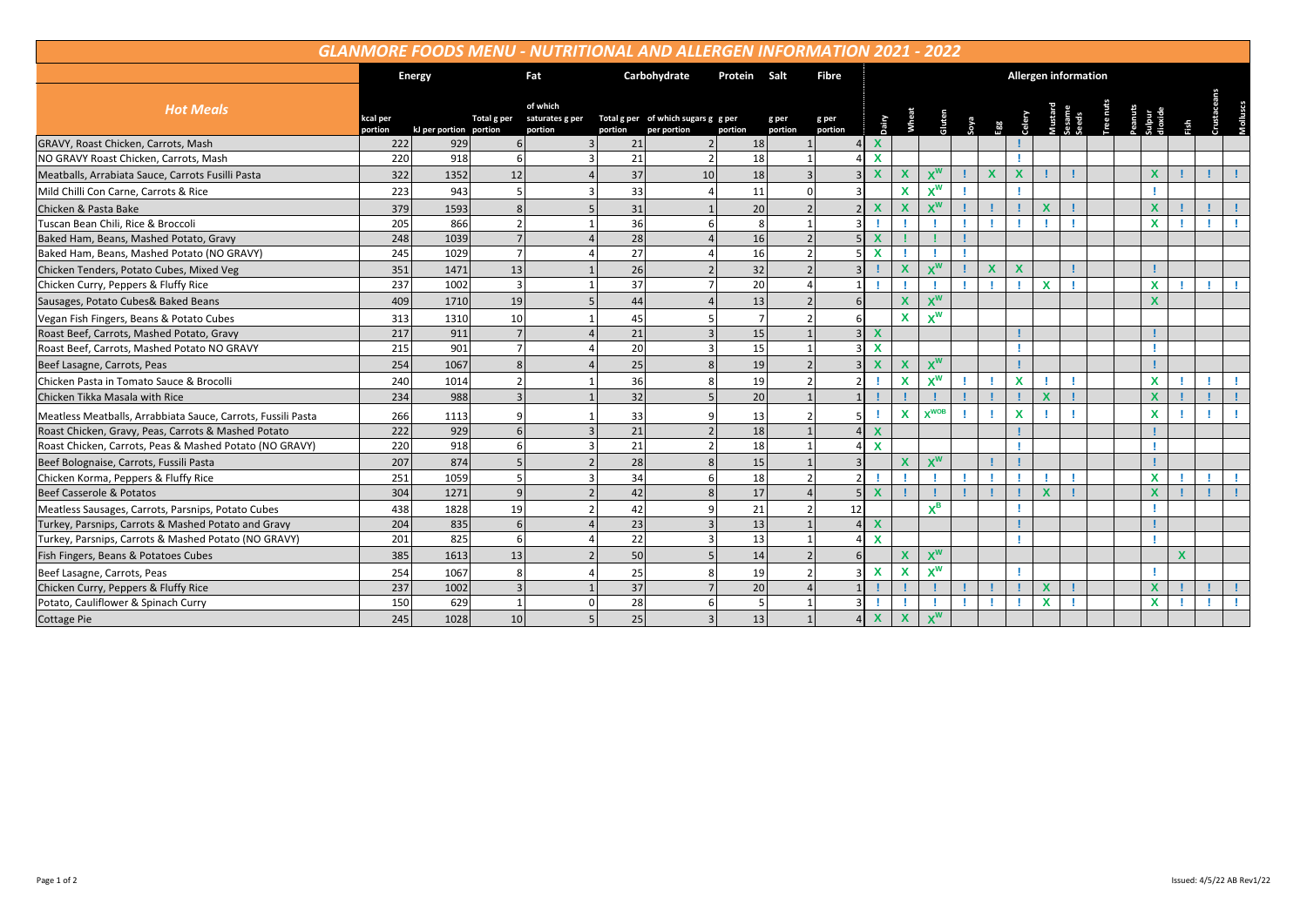# GLANMORE FOODS MENU - NUTRITIONAL AND ALLERGEN INFORMATION 2021 - 2022

| Hot Meals | Energy | | Fat | | Carbohydrate | | Protein | Salt | Fibre | Allergen information | | | | | | | | | | | | | |
|---|---|---|---|---|---|---|---|---|---|---|---|---|---|---|---|---|---|---|---|---|---|---|---|
| | kcal per portion | kJ per portion | Total g per portion | of which saturates g per portion | Total g per portion | of which sugars g per portion | g per portion | g per portion | g per portion | Dairy | Wheat | Gluten | Soya | Egg | Celery | Mustard | Sesame Seeds | Tree nuts | Peanuts | Sulpur dioxide | Fish | Crustaceans | Molluscs |
| GRAVY, Roast Chicken, Carrots, Mash | 222 | 929 | 6 | 3 | 21 | 2 | 18 | 1 | 4 | X | | | | | ! | | | | | | | | |
| NO GRAVY Roast Chicken, Carrots, Mash | 220 | 918 | 6 | 3 | 21 | 2 | 18 | 1 | 4 | X | | | | | ! | | | | | | | | |
| Meatballs, Arrabiata Sauce, Carrots Fusilli Pasta | 322 | 1352 | 12 | 4 | 37 | 10 | 18 | 3 | 3 | X | X | $X^{W}$ | ! | X | X | ! | ! | | | X | ! | ! | ! |
| Mild Chilli Con Carne, Carrots & Rice | 223 | 943 | 5 | 3 | 33 | 4 | 11 | 0 | 3 | | X | $X^{W}$ | ! | | ! | | | | | ! | | | |
| Chicken & Pasta Bake | 379 | 1593 | 8 | 5 | 31 | 1 | 20 | 2 | 2 | X | X | $X^{W}$ | ! | ! | ! | X | ! | | | X | ! | ! | ! |
| Tuscan Bean Chili, Rice & Broccoli | 205 | 866 | 2 | 1 | 36 | 6 | 8 | 1 | 3 | ! | ! | ! | ! | ! | ! | ! | ! | | | X | ! | ! | ! |
| Baked Ham, Beans, Mashed Potato, Gravy | 248 | 1039 | 7 | 4 | 28 | 4 | 16 | 2 | 5 | X | ! | ! | ! | | | | | | | | | | |
| Baked Ham, Beans, Mashed Potato (NO GRAVY) | 245 | 1029 | 7 | 4 | 27 | 4 | 16 | 2 | 5 | X | ! | ! | ! | | | | | | | | | | |
| Chicken Tenders, Potato Cubes, Mixed Veg | 351 | 1471 | 13 | 1 | 26 | 2 | 32 | 2 | 3 | ! | X | $X^{W}$ | ! | X | X | | ! | | | ! | | | |
| Chicken Curry, Peppers & Fluffy Rice | 237 | 1002 | 3 | 1 | 37 | 7 | 20 | 4 | 1 | ! | ! | ! | ! | ! | ! | X | ! | | | X | ! | ! | ! |
| Sausages, Potato Cubes& Baked Beans | 409 | 1710 | 19 | 5 | 44 | 4 | 13 | 2 | 6 | | X | $X^{W}$ | | | | | | | | X | | | |
| Vegan Fish Fingers, Beans & Potato Cubes | 313 | 1310 | 10 | 1 | 45 | 5 | 7 | 2 | 6 | | X | $X^{W}$ | | | | | | | | | | | |
| Roast Beef, Carrots, Mashed Potato, Gravy | 217 | 911 | 7 | 4 | 21 | 3 | 15 | 1 | 3 | X | | | | | ! | | | | | ! | | | |
| Roast Beef, Carrots, Mashed Potato NO GRAVY | 215 | 901 | 7 | 4 | 20 | 3 | 15 | 1 | 3 | X | | | | | ! | | | | | ! | | | |
| Beef Lasagne, Carrots, Peas | 254 | 1067 | 8 | 4 | 25 | 8 | 19 | 2 | 3 | X | X | $X^{W}$ | | | ! | | | | | ! | | | |
| Chicken Pasta in Tomato Sauce & Brocolli | 240 | 1014 | 2 | 1 | 36 | 8 | 19 | 2 | 2 | ! | X | $X^{W}$ | ! | ! | X | ! | ! | | | X | ! | ! | ! |
| Chicken Tikka Masala with Rice | 234 | 988 | 3 | 1 | 32 | 5 | 20 | 1 | 1 | ! | ! | ! | ! | ! | ! | X | ! | | | X | ! | ! | ! |
| Meatless Meatballs, Arrabbiata Sauce, Carrots, Fussili Pasta | 266 | 1113 | 9 | 1 | 33 | 9 | 13 | 2 | 5 | ! | X | $X^{WOB}$ | ! | ! | X | ! | ! | | | X | ! | ! | ! |
| Roast Chicken, Gravy, Peas, Carrots & Mashed Potato | 222 | 929 | 6 | 3 | 21 | 2 | 18 | 1 | 4 | X | | | | | ! | | | | | ! | | | |
| Roast Chicken, Carrots, Peas & Mashed Potato (NO GRAVY) | 220 | 918 | 6 | 3 | 21 | 2 | 18 | 1 | 4 | X | | | | | ! | | | | | ! | | | |
| Beef Bolognaise, Carrots, Fussili Pasta | 207 | 874 | 5 | 2 | 28 | 8 | 15 | 1 | 3 | | X | $X^{W}$ | | ! | ! | | | | | ! | | | |
| Chicken Korma, Peppers & Fluffy Rice | 251 | 1059 | 5 | 3 | 34 | 6 | 18 | 2 | 2 | ! | ! | ! | ! | ! | ! | ! | ! | | | X | ! | ! | ! |
| Beef Casserole & Potatos | 304 | 1271 | 9 | 2 | 42 | 8 | 17 | 4 | 5 | X | ! | ! | ! | ! | ! | X | ! | | | X | ! | ! | ! |
| Meatless Sausages, Carrots, Parsnips, Potato Cubes | 438 | 1828 | 19 | 2 | 42 | 9 | 21 | 2 | 12 | | | $X^{B}$ | | | ! | | | | | ! | | | |
| Turkey, Parsnips, Carrots & Mashed Potato and Gravy | 204 | 835 | 6 | 4 | 23 | 3 | 13 | 1 | 4 | X | | | | | ! | | | | | ! | | | |
| Turkey, Parsnips, Carrots & Mashed Potato (NO GRAVY) | 201 | 825 | 6 | 4 | 22 | 3 | 13 | 1 | 4 | X | | | | | ! | | | | | ! | | | |
| Fish Fingers, Beans & Potatoes Cubes | 385 | 1613 | 13 | 2 | 50 | 5 | 14 | 2 | 6 | | X | $X^{W}$ | | | | | | | | | X | | |
| Beef Lasagne, Carrots, Peas | 254 | 1067 | 8 | 4 | 25 | 8 | 19 | 2 | 3 | X | X | $X^{W}$ | | | ! | | | | | ! | | | |
| Chicken Curry, Peppers & Fluffy Rice | 237 | 1002 | 3 | 1 | 37 | 7 | 20 | 4 | 1 | ! | ! | ! | ! | ! | ! | X | ! | | | X | ! | ! | ! |
| Potato, Cauliflower & Spinach Curry | 150 | 629 | 1 | 0 | 28 | 6 | 5 | 1 | 3 | ! | ! | ! | ! | ! | ! | X | ! | | | X | ! | ! | ! |
| Cottage Pie | 245 | 1028 | 10 | 5 | 25 | 3 | 13 | 1 | 4 | X | X | $X^{W}$ | | | | | | | | | | | |

Issued: 4/5/22 AB Rev1/22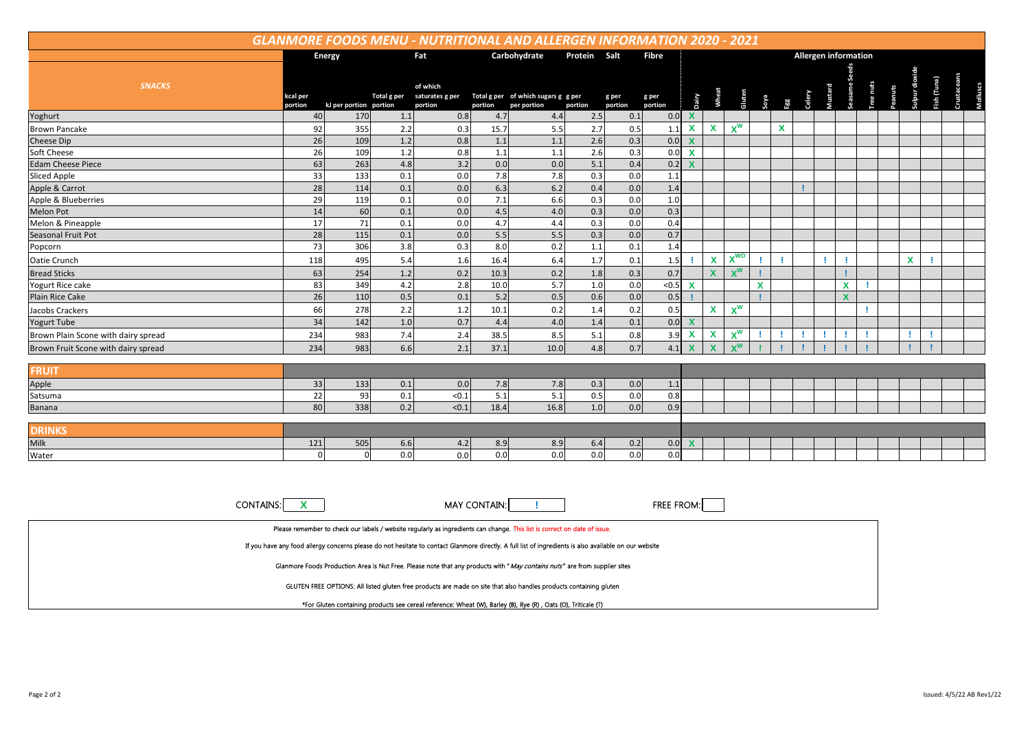# GLANMORE FOODS MENU - NUTRITIONAL AND ALLERGEN INFORMATION 2020 - 2021

| | Energy | | Fat | | Carbohydrate | | Protein | Salt | Fibre | Allergen information | | | | | | | | | | | | | |
|---|---|---|---|---|---|---|---|---|---|---|---|---|---|---|---|---|---|---|---|---|---|---|---|
| **SNACKS** | kcal per portion | kJ per portion | Total g per portion | of which saturates g per portion | Total g per portion | of which sugars g per portion | g per portion | g per portion | g per portion | Dairy | Wheat | Gluten | Soya | Egg | Celery | Mustard | Seasame Seeds | Tree nuts | Peanuts | Sulpur dioxide | Fish (Tuna) | Crustaceans | Molluscs |
| Yoghurt | 40 | 170 | 1.1 | 0.8 | 4.7 | 4.4 | 2.5 | 0.1 | 0.0 | X | | | | | | | | | | | | | |
| Brown Pancake | 92 | 355 | 2.2 | 0.3 | 15.7 | 5.5 | 2.7 | 0.5 | 1.1 | X | X | $X^{W}$ | | X | | | | | | | | | |
| Cheese Dip | 26 | 109 | 1.2 | 0.8 | 1.1 | 1.1 | 2.6 | 0.3 | 0.0 | X | | | | | | | | | | | | | |
| Soft Cheese | 26 | 109 | 1.2 | 0.8 | 1.1 | 1.1 | 2.6 | 0.3 | 0.0 | X | | | | | | | | | | | | | |
| Edam Cheese Piece | 63 | 263 | 4.8 | 3.2 | 0.0 | 0.0 | 5.1 | 0.4 | 0.2 | X | | | | | | | | | | | | | |
| Sliced Apple | 33 | 133 | 0.1 | 0.0 | 7.8 | 7.8 | 0.3 | 0.0 | 1.1 | | | | | | | | | | | | | | |
| Apple & Carrot | 28 | 114 | 0.1 | 0.0 | 6.3 | 6.2 | 0.4 | 0.0 | 1.4 | | | | | | ! | | | | | | | | |
| Apple & Blueberries | 29 | 119 | 0.1 | 0.0 | 7.1 | 6.6 | 0.3 | 0.0 | 1.0 | | | | | | | | | | | | | | |
| Melon Pot | 14 | 60 | 0.1 | 0.0 | 4.5 | 4.0 | 0.3 | 0.0 | 0.3 | | | | | | | | | | | | | | |
| Melon & Pineapple | 17 | 71 | 0.1 | 0.0 | 4.7 | 4.4 | 0.3 | 0.0 | 0.4 | | | | | | | | | | | | | | |
| Seasonal Fruit Pot | 28 | 115 | 0.1 | 0.0 | 5.5 | 5.5 | 0.3 | 0.0 | 0.7 | | | | | | | | | | | | | | |
| Popcorn | 73 | 306 | 3.8 | 0.3 | 8.0 | 0.2 | 1.1 | 0.1 | 1.4 | | | | | | | | | | | | | | |
| Oatie Crunch | 118 | 495 | 5.4 | 1.6 | 16.4 | 6.4 | 1.7 | 0.1 | 1.5 | ! | X | $X^{WO}$ | ! | ! | | ! | ! | | | X | ! | | |
| Bread Sticks | 63 | 254 | 1.2 | 0.2 | 10.3 | 0.2 | 1.8 | 0.3 | 0.7 | | X | $X^{W}$ | ! | | | | ! | | | | | | |
| Yogurt Rice cake | 83 | 349 | 4.2 | 2.8 | 10.0 | 5.7 | 1.0 | 0.0 | <0.5 | X | | | X | | | | X | ! | | | | | |
| Plain Rice Cake | 26 | 110 | 0.5 | 0.1 | 5.2 | 0.5 | 0.6 | 0.0 | 0.5 | ! | | | ! | | | | X | | | | | | |
| Jacobs Crackers | 66 | 278 | 2.2 | 1.2 | 10.1 | 0.2 | 1.4 | 0.2 | 0.5 | | X | $X^{W}$ | | | | | | ! | | | | | |
| Yogurt Tube | 34 | 142 | 1.0 | 0.7 | 4.4 | 4.0 | 1.4 | 0.1 | 0.0 | X | | | | | | | | | | | | | |
| Brown Plain Scone with dairy spread | 234 | 983 | 7.4 | 2.4 | 38.5 | 8.5 | 5.1 | 0.8 | 3.9 | X | X | $X^{W}$ | ! | ! | ! | ! | ! | ! | | ! | ! | | |
| Brown Fruit Scone with dairy spread | 234 | 983 | 6.6 | 2.1 | 37.1 | 10.0 | 4.8 | 0.7 | 4.1 | X | X | $X^{W}$ | ! | ! | ! | ! | ! | ! | | ! | ! | | |
| **FRUIT** | | | | | | | | | | | | | | | | | | | | | | | |
| Apple | 33 | 133 | 0.1 | 0.0 | 7.8 | 7.8 | 0.3 | 0.0 | 1.1 | | | | | | | | | | | | | | |
| Satsuma | 22 | 93 | 0.1 | <0.1 | 5.1 | 5.1 | 0.5 | 0.0 | 0.8 | | | | | | | | | | | | | | |
| Banana | 80 | 338 | 0.2 | <0.1 | 18.4 | 16.8 | 1.0 | 0.0 | 0.9 | | | | | | | | | | | | | | |
| **DRINKS** | | | | | | | | | | | | | | | | | | | | | | | |
| Milk | 121 | 505 | 6.6 | 4.2 | 8.9 | 8.9 | 6.4 | 0.2 | 0.0 | X | | | | | | | | | | | | | |
| Water | 0 | 0 | 0.0 | 0.0 | 0.0 | 0.0 | 0.0 | 0.0 | 0.0 | | | | | | | | | | | | | | |

CONTAINS: X    MAY CONTAIN: !    FREE FROM: (blank)

Please remember to check our labels / website regularly as ingredients can change. This list is correct on date of issue.

If you have any food allergy concerns please do not hesitate to contact Glanmore Foods directly. A full list of ingredients is also available on our website

Glanmore Foods Production Area is Nut Free. Please note that any products with "*May contains nuts*" are from supplier sites

GLUTEN FREE OPTIONS: All listed gluten free products are made on site that also handles products containing gluten

*For Gluten containing products see cereal reference: Wheat (W), Barley (B), Rye (R) , Oats (O), Triticale (T)

Issued: 4/5/22 AB Rev1/22